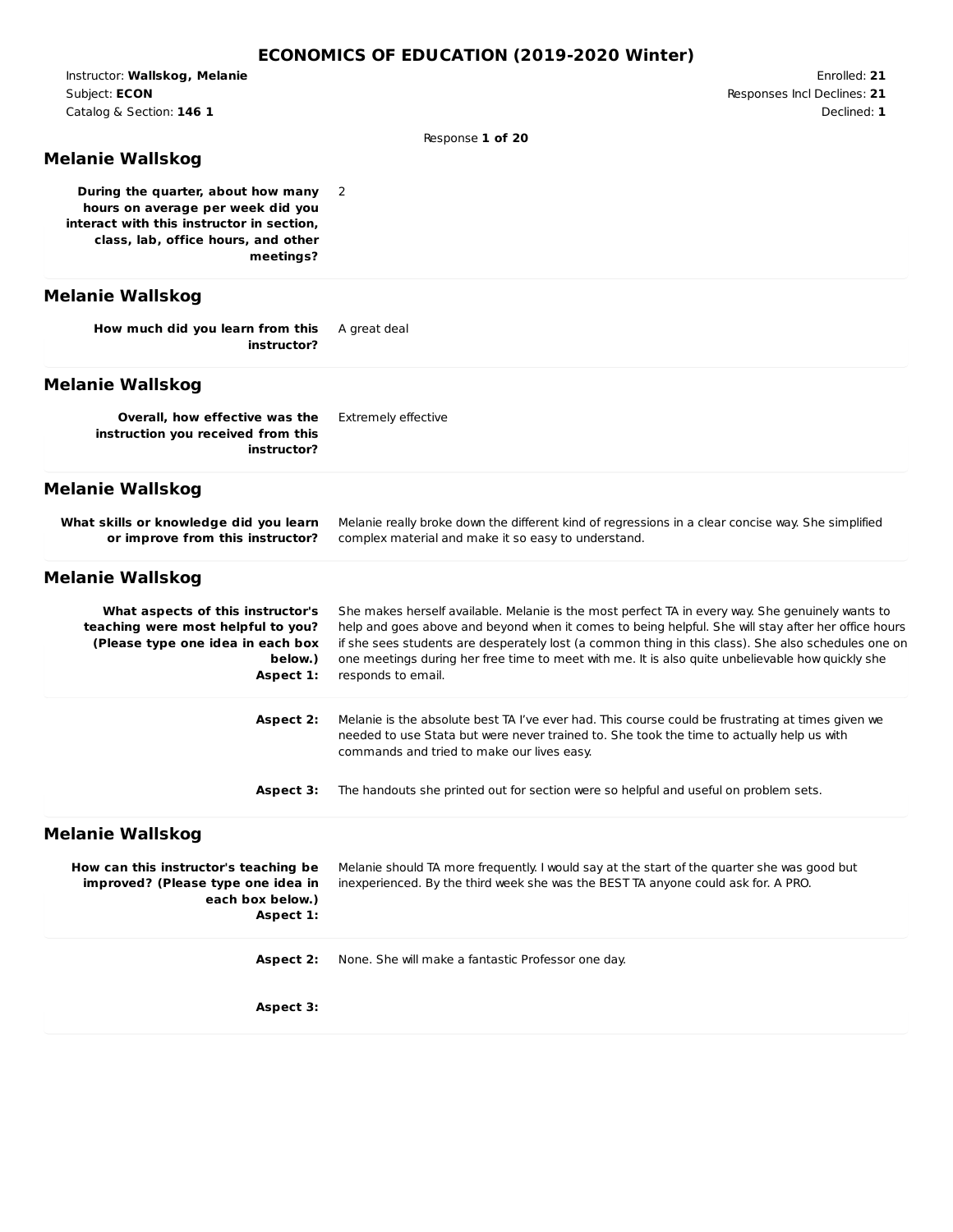# ECONOMICS OF EDUCATION (2019-2020 Winter)

Instructor: **Wallskog, Melanie**
Subject: **ECON**
Catalog & Section: **146 1**

Enrolled: **21**
Responses Incl Declines: **21**
Declined: **1**

Response **1 of 20**

## Melanie Wallskog

**During the quarter, about how many hours on average per week did you interact with this instructor in section, class, lab, office hours, and other meetings?**

2

## Melanie Wallskog

**How much did you learn from this instructor?**

A great deal

## Melanie Wallskog

**Overall, how effective was the instruction you received from this instructor?**

Extremely effective

## Melanie Wallskog

**What skills or knowledge did you learn or improve from this instructor?**

Melanie really broke down the different kind of regressions in a clear concise way. She simplified complex material and make it so easy to understand.

## Melanie Wallskog

**What aspects of this instructor's teaching were most helpful to you? (Please type one idea in each box below.)**

**Aspect 1:** She makes herself available. Melanie is the most perfect TA in every way. She genuinely wants to help and goes above and beyond when it comes to being helpful. She will stay after her office hours if she sees students are desperately lost (a common thing in this class). She also schedules one on one meetings during her free time to meet with me. It is also quite unbelievable how quickly she responds to email.

**Aspect 2:** Melanie is the absolute best TA I've ever had. This course could be frustrating at times given we needed to use Stata but were never trained to. She took the time to actually help us with commands and tried to make our lives easy.

**Aspect 3:** The handouts she printed out for section were so helpful and useful on problem sets.

## Melanie Wallskog

**How can this instructor's teaching be improved? (Please type one idea in each box below.)**

**Aspect 1:** Melanie should TA more frequently. I would say at the start of the quarter she was good but inexperienced. By the third week she was the BEST TA anyone could ask for. A PRO.

**Aspect 2:** None. She will make a fantastic Professor one day.

**Aspect 3:**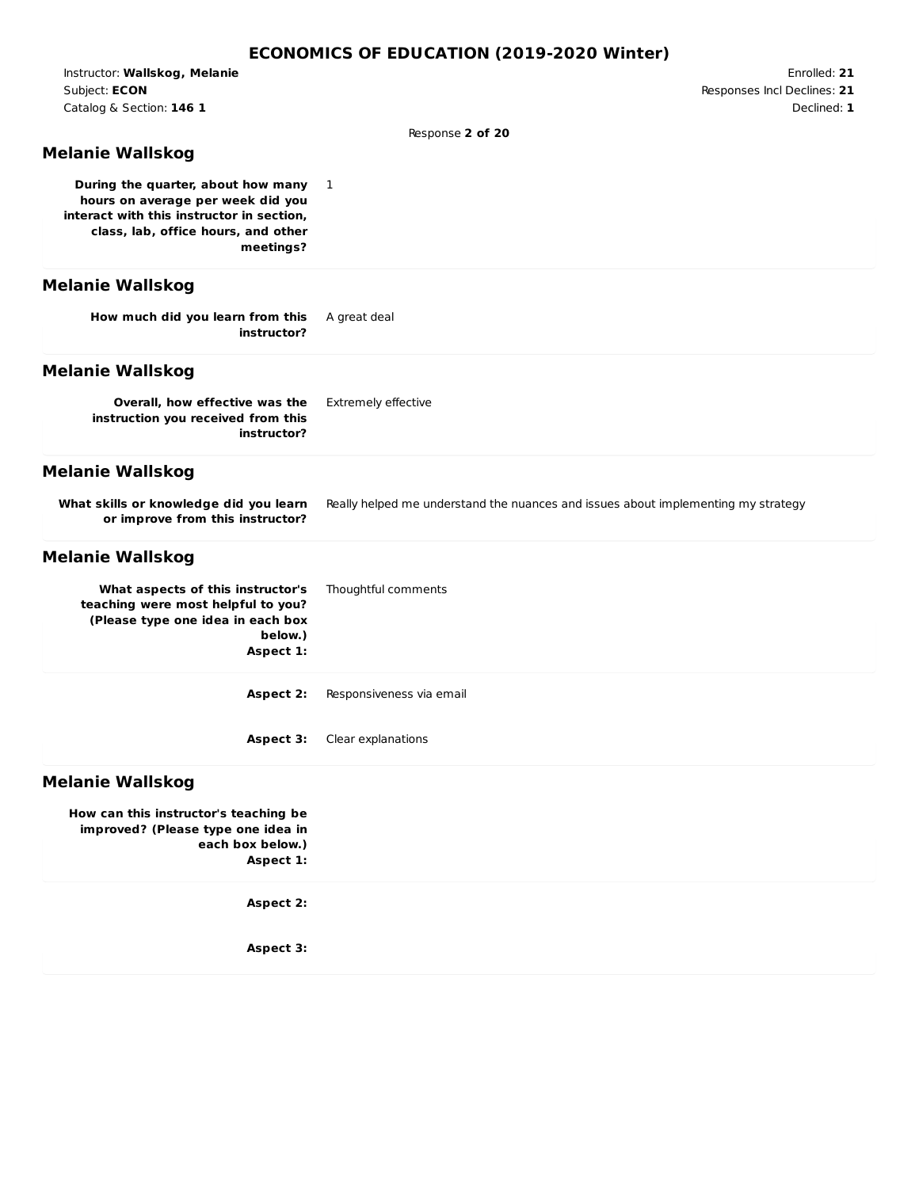# ECONOMICS OF EDUCATION (2019-2020 Winter)

Instructor: **Wallskog, Melanie**
Subject: **ECON**
Catalog & Section: **146 1**

Enrolled: **21**
Responses Incl Declines: **21**
Declined: **1**

## Melanie Wallskog

**During the quarter, about how many hours on average per week did you interact with this instructor in section, class, lab, office hours, and other meetings?**

1

## Melanie Wallskog

**How much did you learn from this instructor?**

A great deal

## Melanie Wallskog

**Overall, how effective was the instruction you received from this instructor?**

Extremely effective

## Melanie Wallskog

**What skills or knowledge did you learn or improve from this instructor?**

Really helped me understand the nuances and issues about implementing my strategy

## Melanie Wallskog

**What aspects of this instructor's teaching were most helpful to you? (Please type one idea in each box below.)**

**Aspect 1:** Thoughtful comments

**Aspect 2:** Responsiveness via email

**Aspect 3:** Clear explanations

## Melanie Wallskog

**How can this instructor's teaching be improved? (Please type one idea in each box below.)**

**Aspect 1:**

**Aspect 2:**

**Aspect 3:**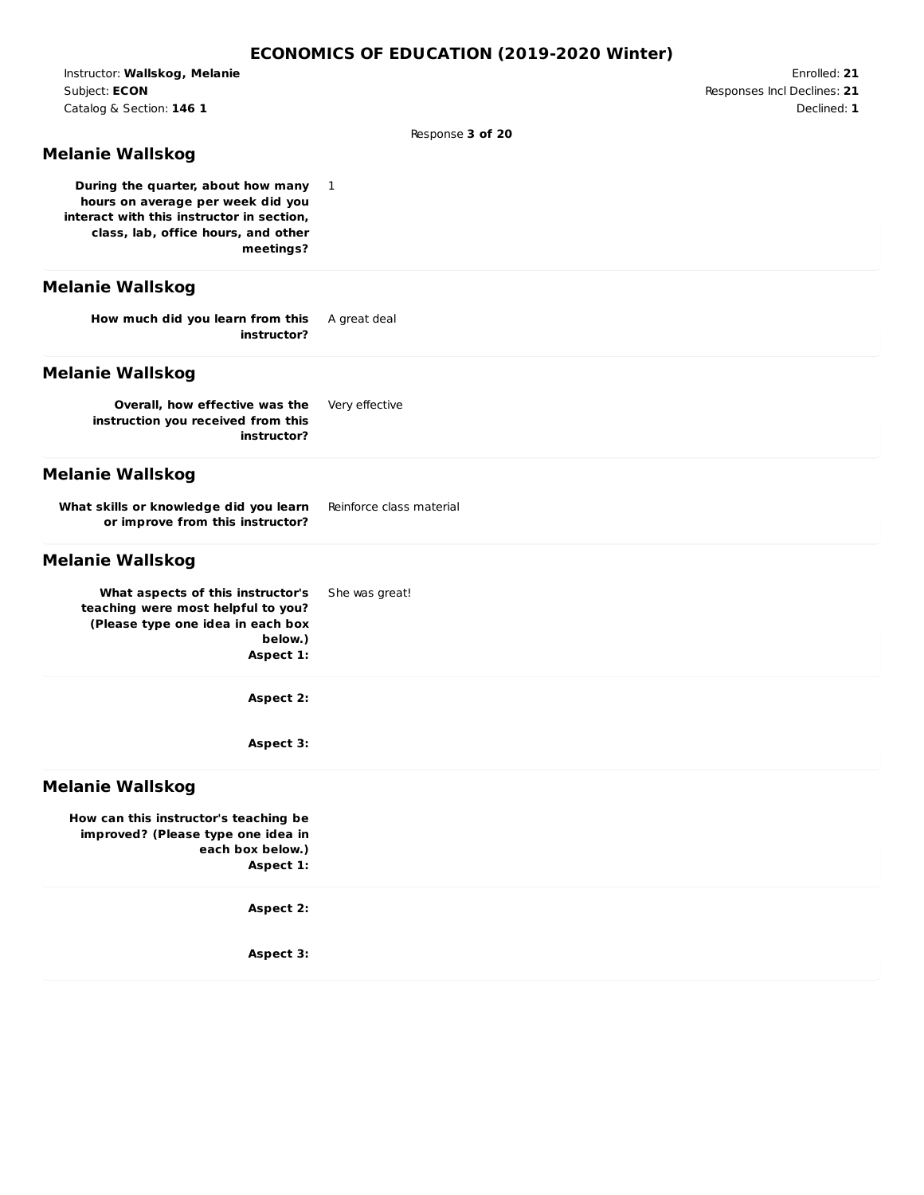# ECONOMICS OF EDUCATION (2019-2020 Winter)

Instructor: **Wallskog, Melanie**
Subject: **ECON**
Catalog & Section: **146 1**

Enrolled: **21**
Responses Incl Declines: **21**
Declined: **1**

Response **3 of 20**

## Melanie Wallskog

| | |
|---|---|
| **During the quarter, about how many hours on average per week did you interact with this instructor in section, class, lab, office hours, and other meetings?** | 1 |

## Melanie Wallskog

| | |
|---|---|
| **How much did you learn from this instructor?** | A great deal |

## Melanie Wallskog

| | |
|---|---|
| **Overall, how effective was the instruction you received from this instructor?** | Very effective |

## Melanie Wallskog

| | |
|---|---|
| **What skills or knowledge did you learn or improve from this instructor?** | Reinforce class material |

## Melanie Wallskog

| | |
|---|---|
| **What aspects of this instructor's teaching were most helpful to you? (Please type one idea in each box below.) Aspect 1:** | She was great! |
| **Aspect 2:** | |
| **Aspect 3:** | |

## Melanie Wallskog

| | |
|---|---|
| **How can this instructor's teaching be improved? (Please type one idea in each box below.) Aspect 1:** | |
| **Aspect 2:** | |
| **Aspect 3:** | |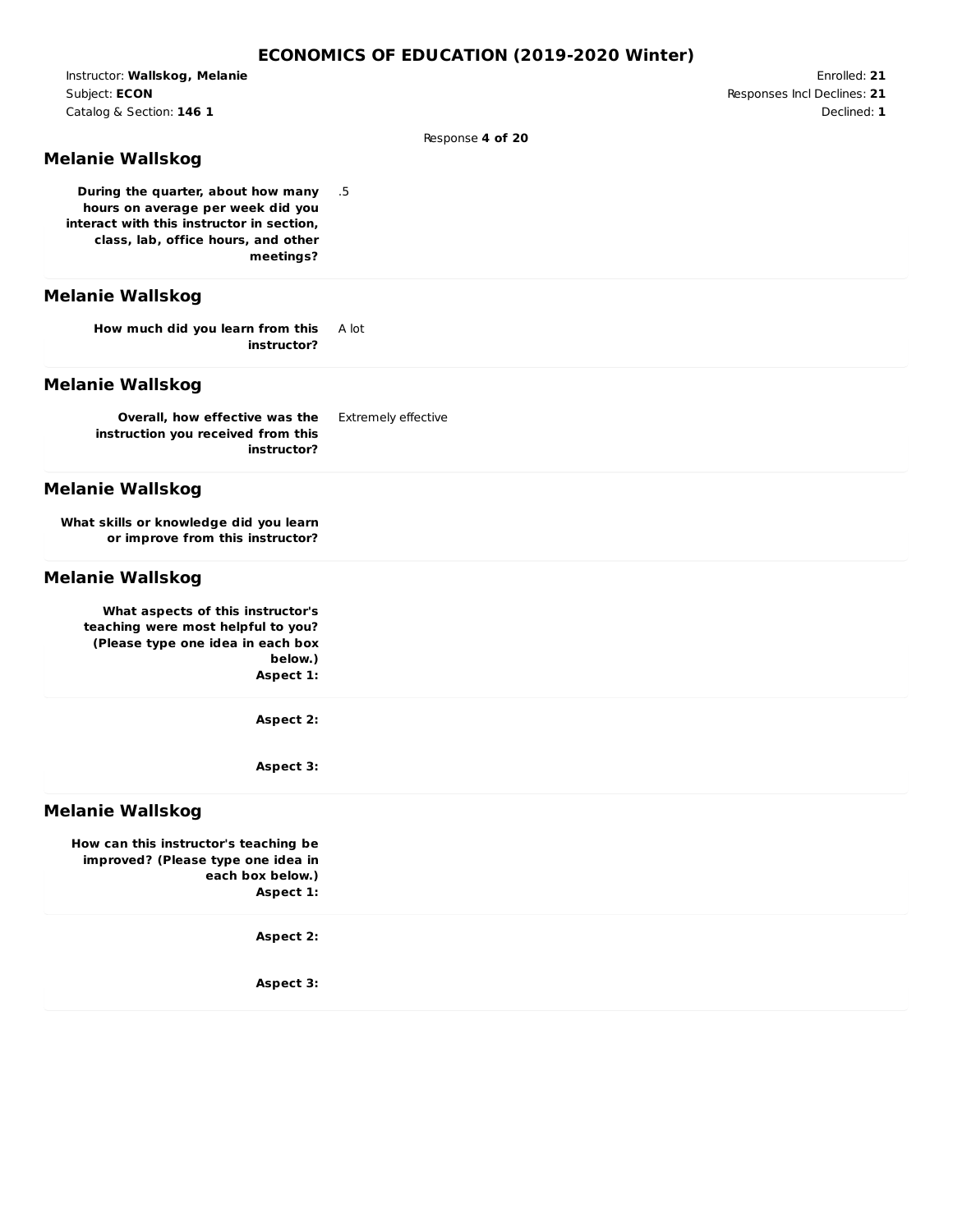# ECONOMICS OF EDUCATION (2019-2020 Winter)

Instructor: **Wallskog, Melanie**
Subject: **ECON**
Catalog & Section: **146 1**

Enrolled: **21**
Responses Incl Declines: **21**
Declined: **1**

Response **4 of 20**

## Melanie Wallskog

**During the quarter, about how many hours on average per week did you interact with this instructor in section, class, lab, office hours, and other meetings?**

.5

## Melanie Wallskog

**How much did you learn from this instructor?**

A lot

## Melanie Wallskog

**Overall, how effective was the instruction you received from this instructor?**

Extremely effective

## Melanie Wallskog

**What skills or knowledge did you learn or improve from this instructor?**

## Melanie Wallskog

**What aspects of this instructor's teaching were most helpful to you? (Please type one idea in each box below.)**

**Aspect 1:**

**Aspect 2:**

**Aspect 3:**

## Melanie Wallskog

**How can this instructor's teaching be improved? (Please type one idea in each box below.)**

**Aspect 1:**

**Aspect 2:**

**Aspect 3:**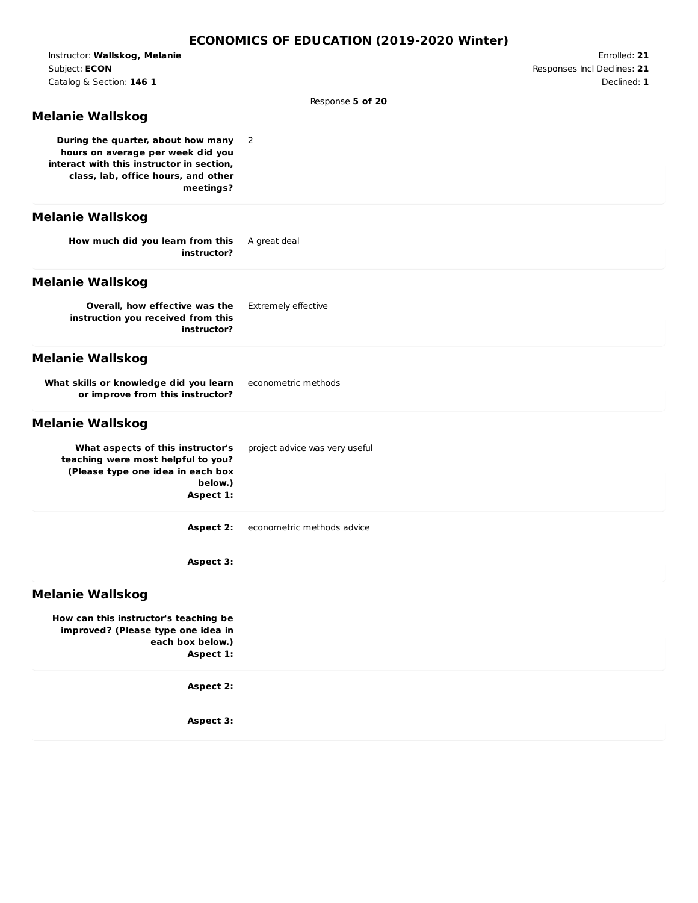# ECONOMICS OF EDUCATION (2019-2020 Winter)

Instructor: **Wallskog, Melanie**
Subject: **ECON**
Catalog & Section: **146 1**

Enrolled: **21**
Responses Incl Declines: **21**
Declined: **1**

Response **5 of 20**

## Melanie Wallskog

**During the quarter, about how many hours on average per week did you interact with this instructor in section, class, lab, office hours, and other meetings?**

2

## Melanie Wallskog

**How much did you learn from this instructor?**

A great deal

## Melanie Wallskog

**Overall, how effective was the instruction you received from this instructor?**

Extremely effective

## Melanie Wallskog

**What skills or knowledge did you learn or improve from this instructor?**

econometric methods

## Melanie Wallskog

**What aspects of this instructor's teaching were most helpful to you? (Please type one idea in each box below.)**

**Aspect 1:** project advice was very useful

**Aspect 2:** econometric methods advice

**Aspect 3:**

## Melanie Wallskog

**How can this instructor's teaching be improved? (Please type one idea in each box below.)**

**Aspect 1:**

**Aspect 2:**

**Aspect 3:**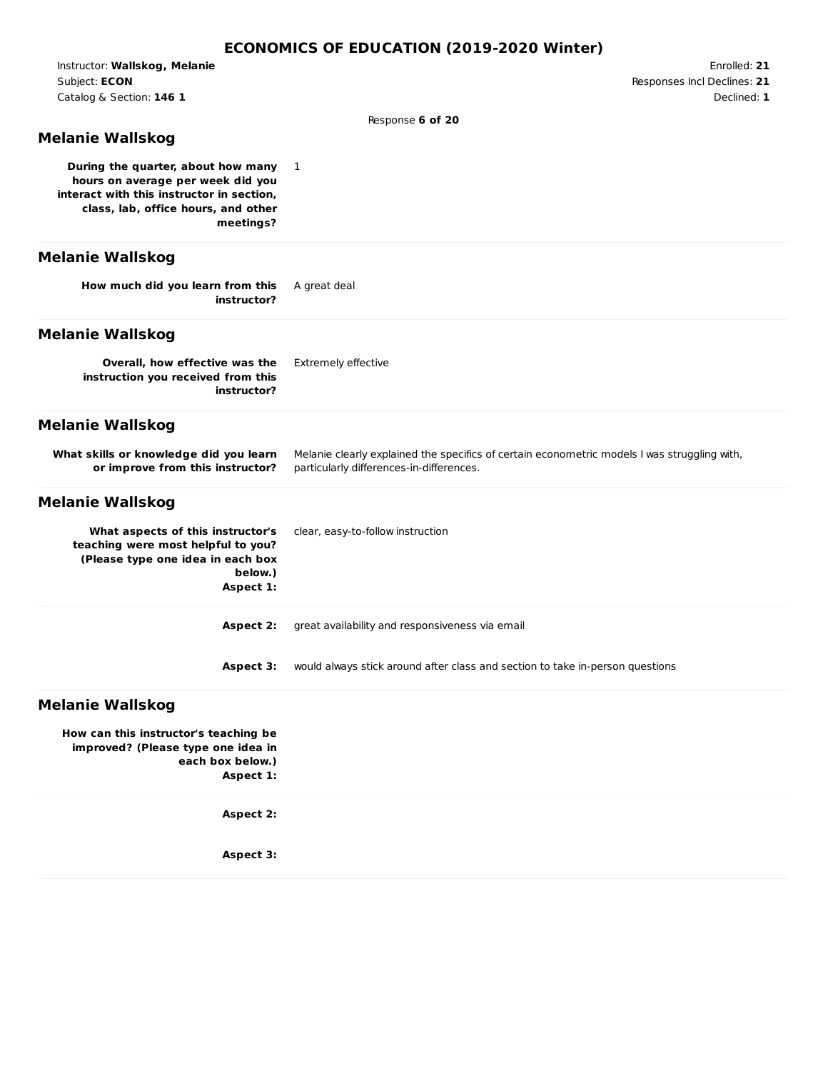# ECONOMICS OF EDUCATION (2019-2020 Winter)

Instructor: **Wallskog, Melanie**
Subject: **ECON**
Catalog & Section: **146 1**

Enrolled: **21**
Responses Incl Declines: **21**
Declined: **1**

## Melanie Wallskog

**During the quarter, about how many hours on average per week did you interact with this instructor in section, class, lab, office hours, and other meetings?**

1

## Melanie Wallskog

**How much did you learn from this instructor?**

A great deal

## Melanie Wallskog

**Overall, how effective was the instruction you received from this instructor?**

Extremely effective

## Melanie Wallskog

**What skills or knowledge did you learn or improve from this instructor?**

Melanie clearly explained the specifics of certain econometric models I was struggling with, particularly differences-in-differences.

## Melanie Wallskog

**What aspects of this instructor's teaching were most helpful to you? (Please type one idea in each box below.)**

**Aspect 1:** clear, easy-to-follow instruction

**Aspect 2:** great availability and responsiveness via email

**Aspect 3:** would always stick around after class and section to take in-person questions

## Melanie Wallskog

**How can this instructor's teaching be improved? (Please type one idea in each box below.)**

**Aspect 1:**

**Aspect 2:**

**Aspect 3:**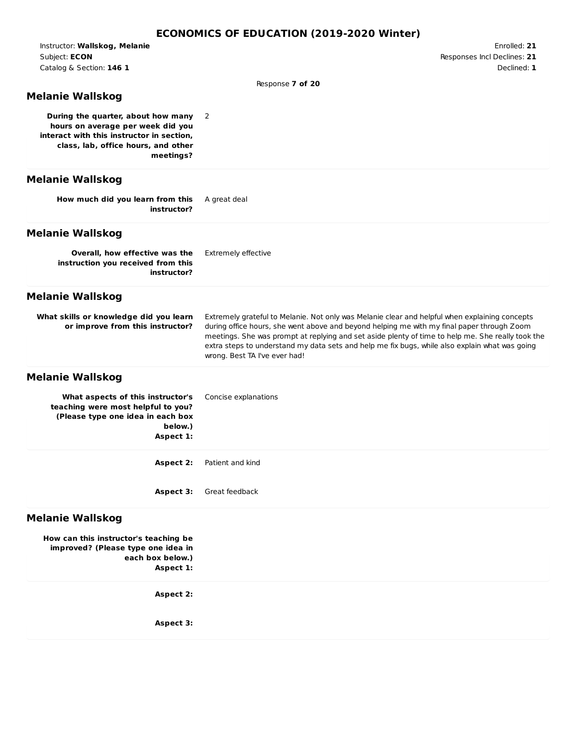# ECONOMICS OF EDUCATION (2019-2020 Winter)

Instructor: **Wallskog, Melanie**
Subject: **ECON**
Catalog & Section: **146 1**

Enrolled: **21**
Responses Incl Declines: **21**
Declined: **1**

## Melanie Wallskog

**During the quarter, about how many hours on average per week did you interact with this instructor in section, class, lab, office hours, and other meetings?**

2

## Melanie Wallskog

**How much did you learn from this instructor?**

A great deal

## Melanie Wallskog

**Overall, how effective was the instruction you received from this instructor?**

Extremely effective

## Melanie Wallskog

**What skills or knowledge did you learn or improve from this instructor?**

Extremely grateful to Melanie. Not only was Melanie clear and helpful when explaining concepts during office hours, she went above and beyond helping me with my final paper through Zoom meetings. She was prompt at replying and set aside plenty of time to help me. She really took the extra steps to understand my data sets and help me fix bugs, while also explain what was going wrong. Best TA I've ever had!

## Melanie Wallskog

**What aspects of this instructor's teaching were most helpful to you? (Please type one idea in each box below.)**

**Aspect 1:** Concise explanations

**Aspect 2:** Patient and kind

**Aspect 3:** Great feedback

## Melanie Wallskog

**How can this instructor's teaching be improved? (Please type one idea in each box below.)**

**Aspect 1:**

**Aspect 2:**

**Aspect 3:**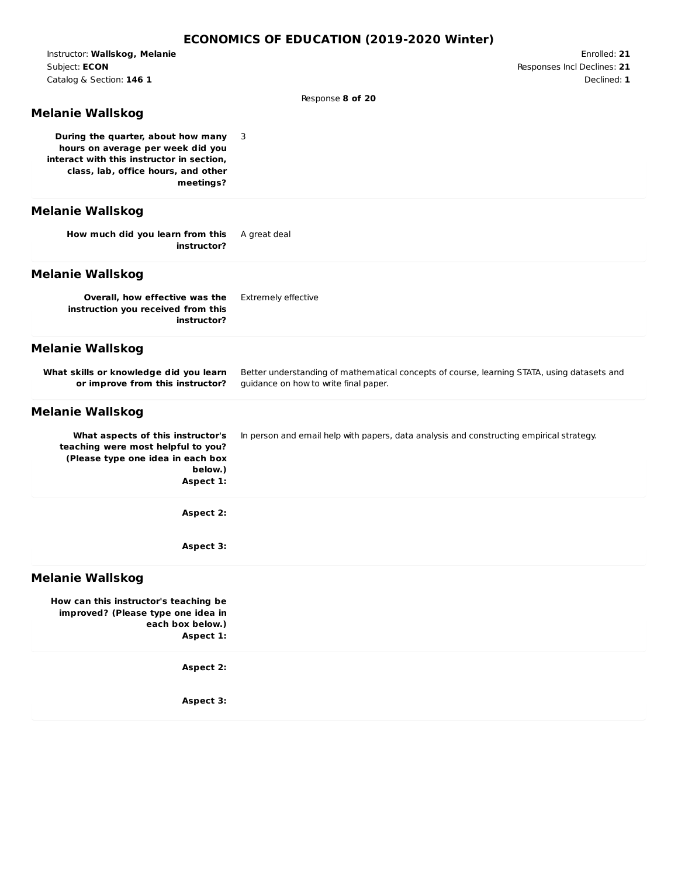# ECONOMICS OF EDUCATION (2019-2020 Winter)

Instructor: **Wallskog, Melanie**
Subject: **ECON**
Catalog & Section: **146 1**

Enrolled: **21**
Responses Incl Declines: **21**
Declined: **1**

## Melanie Wallskog

**During the quarter, about how many hours on average per week did you interact with this instructor in section, class, lab, office hours, and other meetings?**

3

## Melanie Wallskog

**How much did you learn from this instructor?**

A great deal

## Melanie Wallskog

**Overall, how effective was the instruction you received from this instructor?**

Extremely effective

## Melanie Wallskog

**What skills or knowledge did you learn or improve from this instructor?**

Better understanding of mathematical concepts of course, learning STATA, using datasets and guidance on how to write final paper.

## Melanie Wallskog

**What aspects of this instructor's teaching were most helpful to you? (Please type one idea in each box below.)**

**Aspect 1:** In person and email help with papers, data analysis and constructing empirical strategy.

**Aspect 2:**

**Aspect 3:**

## Melanie Wallskog

**How can this instructor's teaching be improved? (Please type one idea in each box below.)**

**Aspect 1:**

**Aspect 2:**

**Aspect 3:**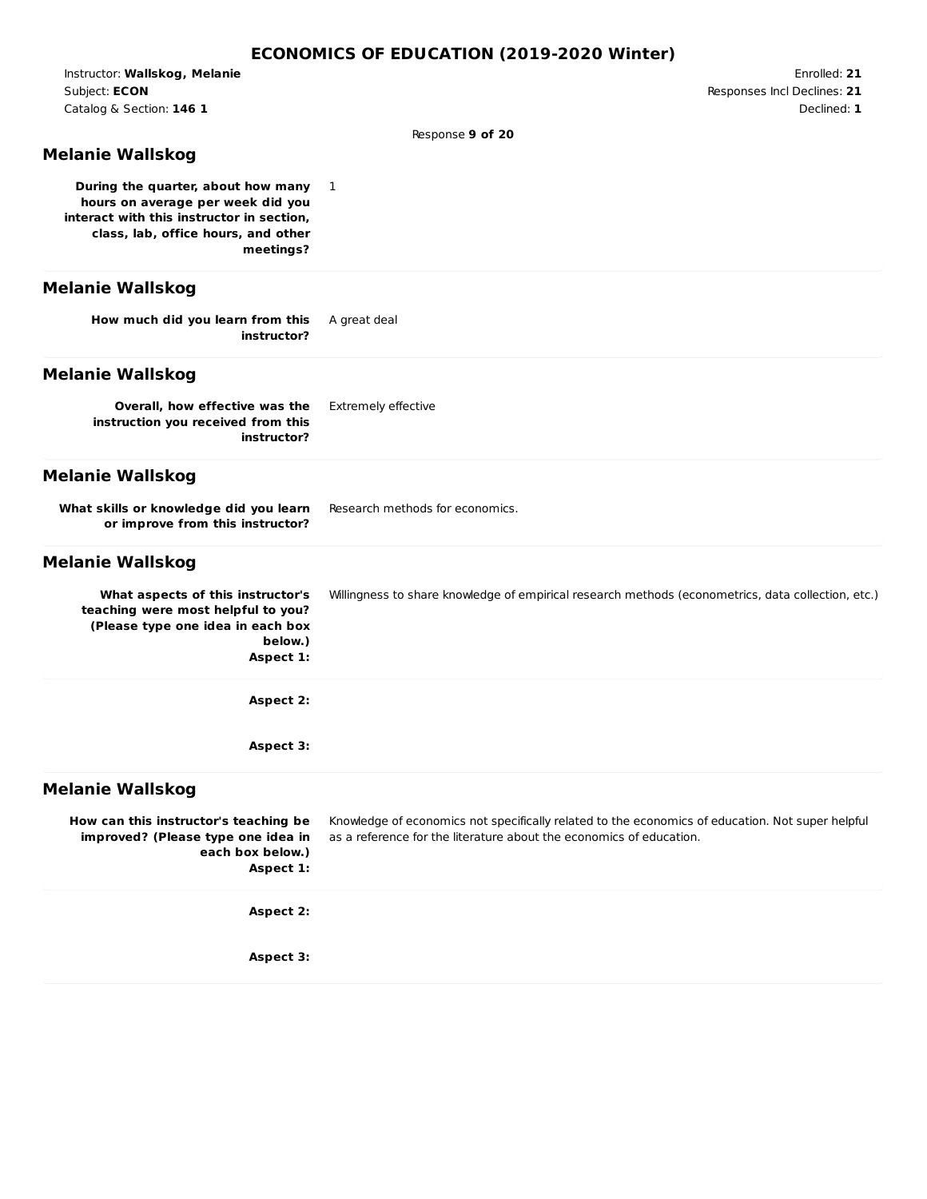# ECONOMICS OF EDUCATION (2019-2020 Winter)

Instructor: **Wallskog, Melanie**
Subject: **ECON**
Catalog & Section: **146 1**

Enrolled: **21**
Responses Incl Declines: **21**
Declined: **1**

## Melanie Wallskog

**During the quarter, about how many hours on average per week did you interact with this instructor in section, class, lab, office hours, and other meetings?**

1

## Melanie Wallskog

**How much did you learn from this instructor?**

A great deal

## Melanie Wallskog

**Overall, how effective was the instruction you received from this instructor?**

Extremely effective

## Melanie Wallskog

**What skills or knowledge did you learn or improve from this instructor?**

Research methods for economics.

## Melanie Wallskog

**What aspects of this instructor's teaching were most helpful to you? (Please type one idea in each box below.)**

**Aspect 1:** Willingness to share knowledge of empirical research methods (econometrics, data collection, etc.)

**Aspect 2:**

**Aspect 3:**

## Melanie Wallskog

**How can this instructor's teaching be improved? (Please type one idea in each box below.)**

**Aspect 1:** Knowledge of economics not specifically related to the economics of education. Not super helpful as a reference for the literature about the economics of education.

**Aspect 2:**

**Aspect 3:**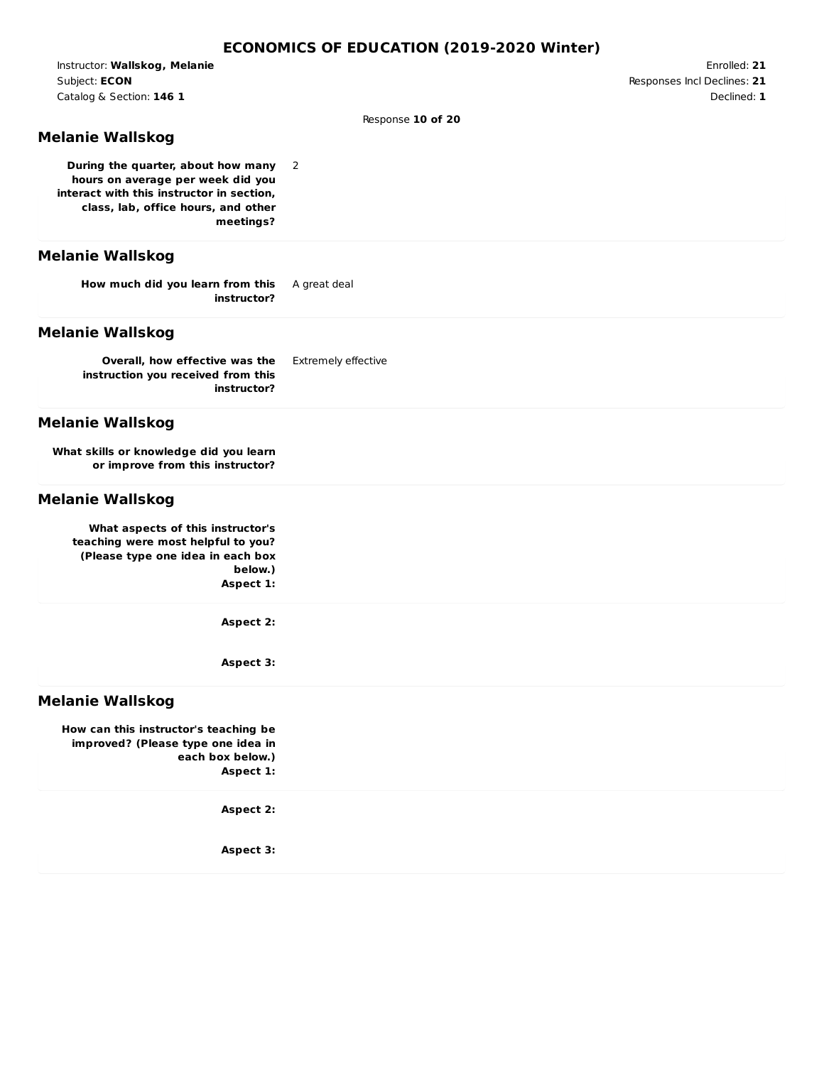# ECONOMICS OF EDUCATION (2019-2020 Winter)

Instructor: **Wallskog, Melanie**
Subject: **ECON**
Catalog & Section: **146 1**

Enrolled: **21**
Responses Incl Declines: **21**
Declined: **1**

## Melanie Wallskog

**During the quarter, about how many hours on average per week did you interact with this instructor in section, class, lab, office hours, and other meetings?**

2

## Melanie Wallskog

**How much did you learn from this instructor?**

A great deal

## Melanie Wallskog

**Overall, how effective was the instruction you received from this instructor?**

Extremely effective

## Melanie Wallskog

**What skills or knowledge did you learn or improve from this instructor?**

## Melanie Wallskog

**What aspects of this instructor's teaching were most helpful to you? (Please type one idea in each box below.)**

**Aspect 1:**

**Aspect 2:**

**Aspect 3:**

## Melanie Wallskog

**How can this instructor's teaching be improved? (Please type one idea in each box below.)**

**Aspect 1:**

**Aspect 2:**

**Aspect 3:**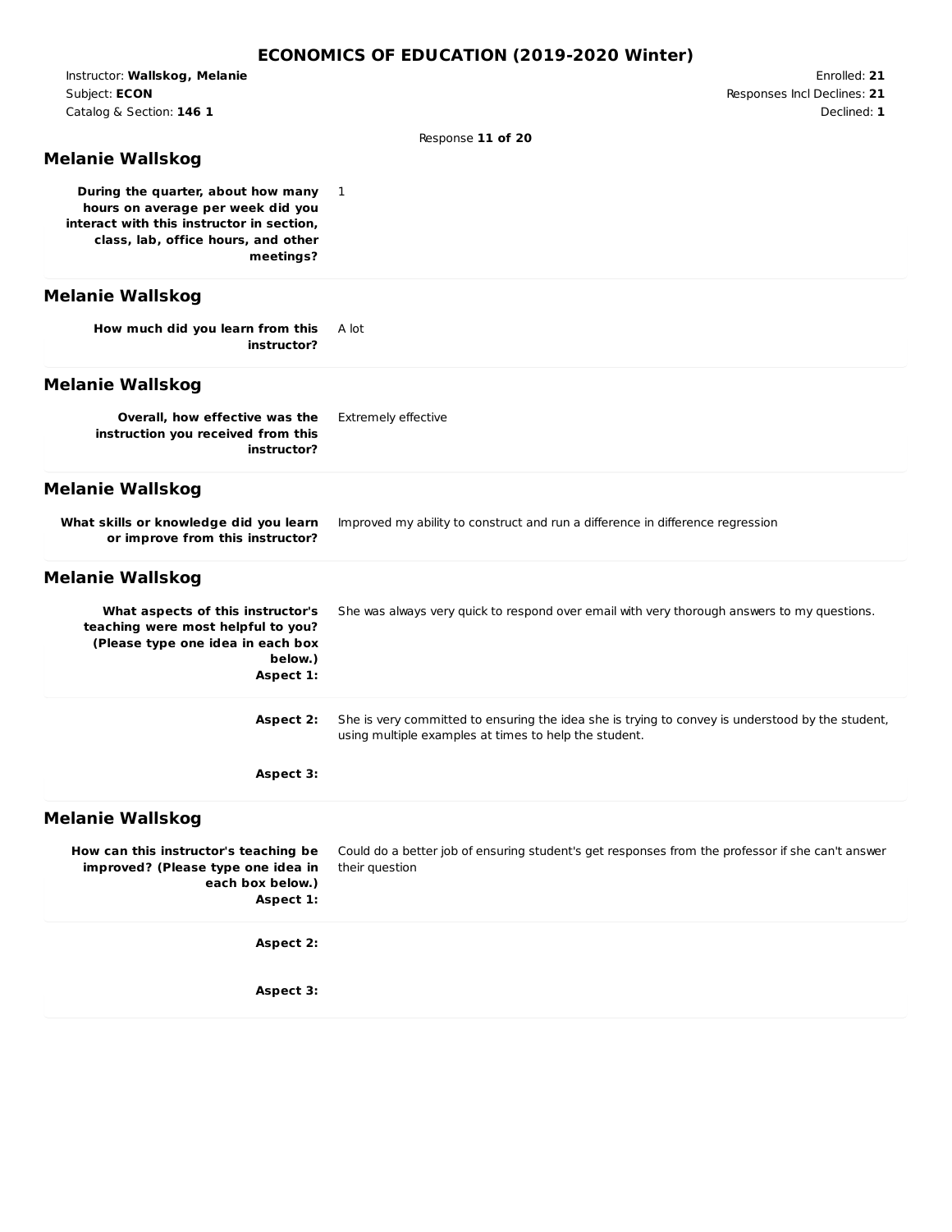# ECONOMICS OF EDUCATION (2019-2020 Winter)

Instructor: **Wallskog, Melanie**
Subject: **ECON**
Catalog & Section: **146 1**

Enrolled: **21**
Responses Incl Declines: **21**
Declined: **1**

Response **11 of 20**

## Melanie Wallskog

**During the quarter, about how many hours on average per week did you interact with this instructor in section, class, lab, office hours, and other meetings?**

1

## Melanie Wallskog

**How much did you learn from this instructor?**

A lot

## Melanie Wallskog

**Overall, how effective was the instruction you received from this instructor?**

Extremely effective

## Melanie Wallskog

**What skills or knowledge did you learn or improve from this instructor?**

Improved my ability to construct and run a difference in difference regression

## Melanie Wallskog

**What aspects of this instructor's teaching were most helpful to you? (Please type one idea in each box below.)**

**Aspect 1:** She was always very quick to respond over email with very thorough answers to my questions.

**Aspect 2:** She is very committed to ensuring the idea she is trying to convey is understood by the student, using multiple examples at times to help the student.

**Aspect 3:**

## Melanie Wallskog

**How can this instructor's teaching be improved? (Please type one idea in each box below.)**

**Aspect 1:** Could do a better job of ensuring student's get responses from the professor if she can't answer their question

**Aspect 2:**

**Aspect 3:**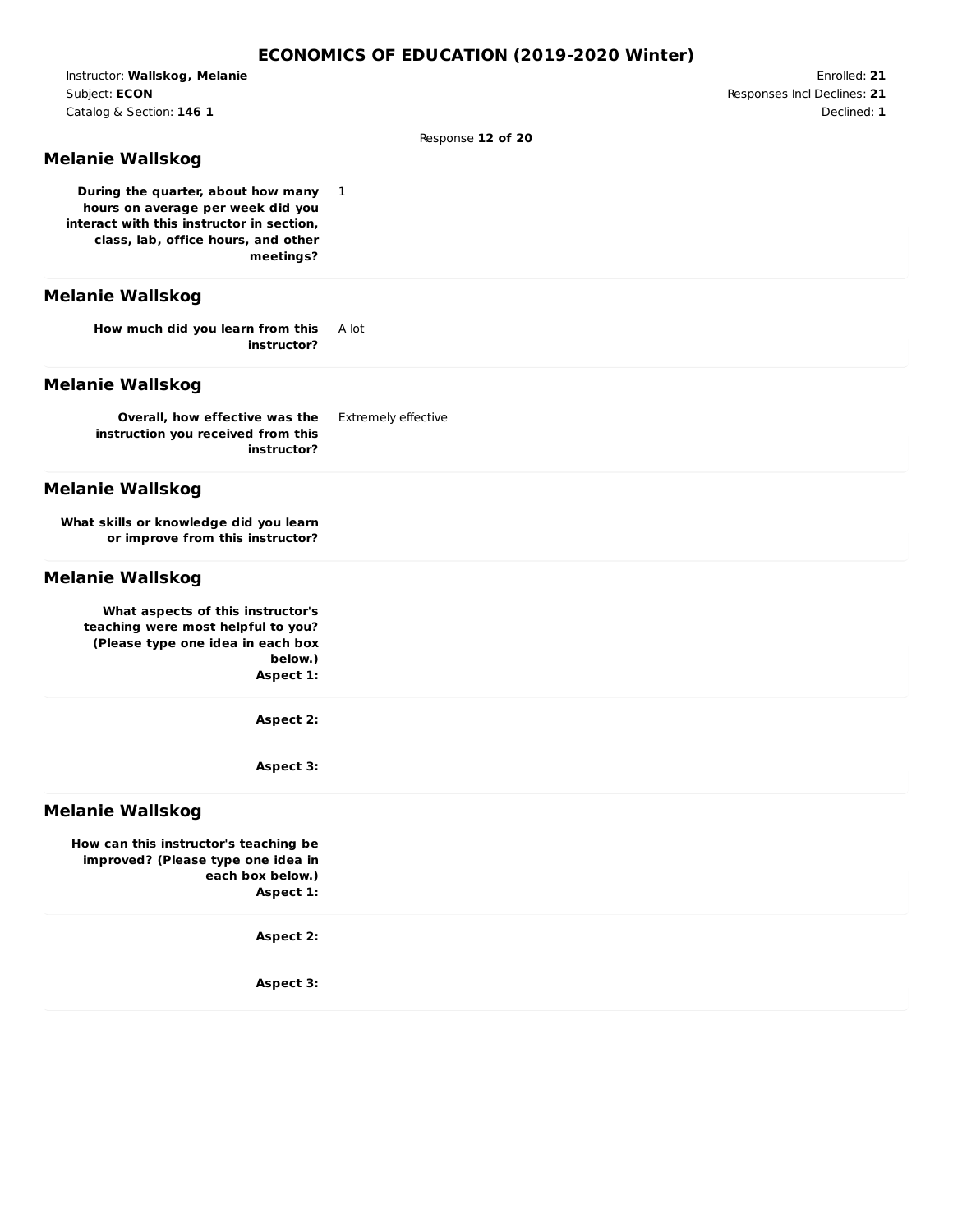# ECONOMICS OF EDUCATION (2019-2020 Winter)

Instructor: **Wallskog, Melanie**
Subject: **ECON**
Catalog & Section: **146 1**

Enrolled: **21**
Responses Incl Declines: **21**
Declined: **1**

Response **12 of 20**

## Melanie Wallskog

**During the quarter, about how many hours on average per week did you interact with this instructor in section, class, lab, office hours, and other meetings?**

1

## Melanie Wallskog

**How much did you learn from this instructor?**

A lot

## Melanie Wallskog

**Overall, how effective was the instruction you received from this instructor?**

Extremely effective

## Melanie Wallskog

**What skills or knowledge did you learn or improve from this instructor?**

## Melanie Wallskog

**What aspects of this instructor's teaching were most helpful to you? (Please type one idea in each box below.)**

**Aspect 1:**

**Aspect 2:**

**Aspect 3:**

## Melanie Wallskog

**How can this instructor's teaching be improved? (Please type one idea in each box below.)**

**Aspect 1:**

**Aspect 2:**

**Aspect 3:**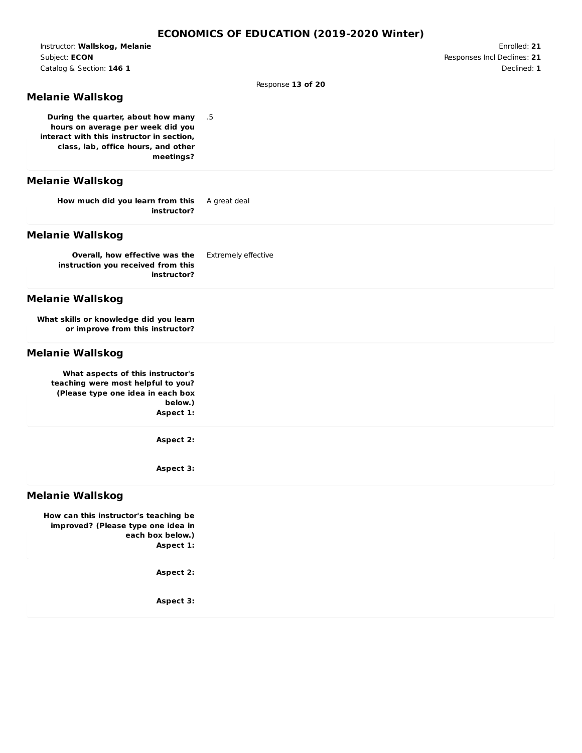# ECONOMICS OF EDUCATION (2019-2020 Winter)

Instructor: **Wallskog, Melanie**
Subject: **ECON**
Catalog & Section: **146 1**

Enrolled: **21**
Responses Incl Declines: **21**
Declined: **1**

## Melanie Wallskog

**During the quarter, about how many hours on average per week did you interact with this instructor in section, class, lab, office hours, and other meetings?**

.5

## Melanie Wallskog

**How much did you learn from this instructor?**

A great deal

## Melanie Wallskog

**Overall, how effective was the instruction you received from this instructor?**

Extremely effective

## Melanie Wallskog

**What skills or knowledge did you learn or improve from this instructor?**

## Melanie Wallskog

**What aspects of this instructor's teaching were most helpful to you? (Please type one idea in each box below.)**

**Aspect 1:**

**Aspect 2:**

**Aspect 3:**

## Melanie Wallskog

**How can this instructor's teaching be improved? (Please type one idea in each box below.)**

**Aspect 1:**

**Aspect 2:**

**Aspect 3:**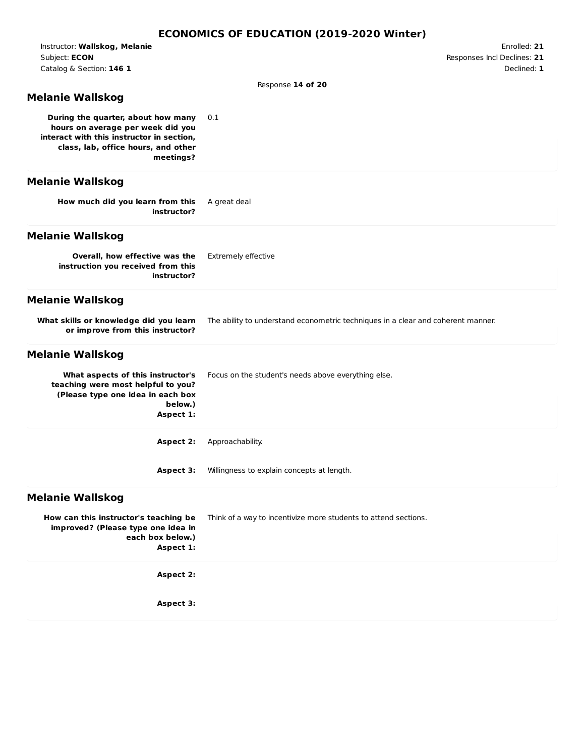# ECONOMICS OF EDUCATION (2019-2020 Winter)

Instructor: **Wallskog, Melanie**
Subject: **ECON**
Catalog & Section: **146 1**

Enrolled: **21**
Responses Incl Declines: **21**
Declined: **1**

## Melanie Wallskog

**During the quarter, about how many hours on average per week did you interact with this instructor in section, class, lab, office hours, and other meetings?**

0.1

## Melanie Wallskog

**How much did you learn from this instructor?**

A great deal

## Melanie Wallskog

**Overall, how effective was the instruction you received from this instructor?**

Extremely effective

## Melanie Wallskog

**What skills or knowledge did you learn or improve from this instructor?**

The ability to understand econometric techniques in a clear and coherent manner.

## Melanie Wallskog

**What aspects of this instructor's teaching were most helpful to you? (Please type one idea in each box below.)**

**Aspect 1:** Focus on the student's needs above everything else.

**Aspect 2:** Approachability.

**Aspect 3:** Willingness to explain concepts at length.

## Melanie Wallskog

**How can this instructor's teaching be improved? (Please type one idea in each box below.)**

**Aspect 1:** Think of a way to incentivize more students to attend sections.

**Aspect 2:**

**Aspect 3:**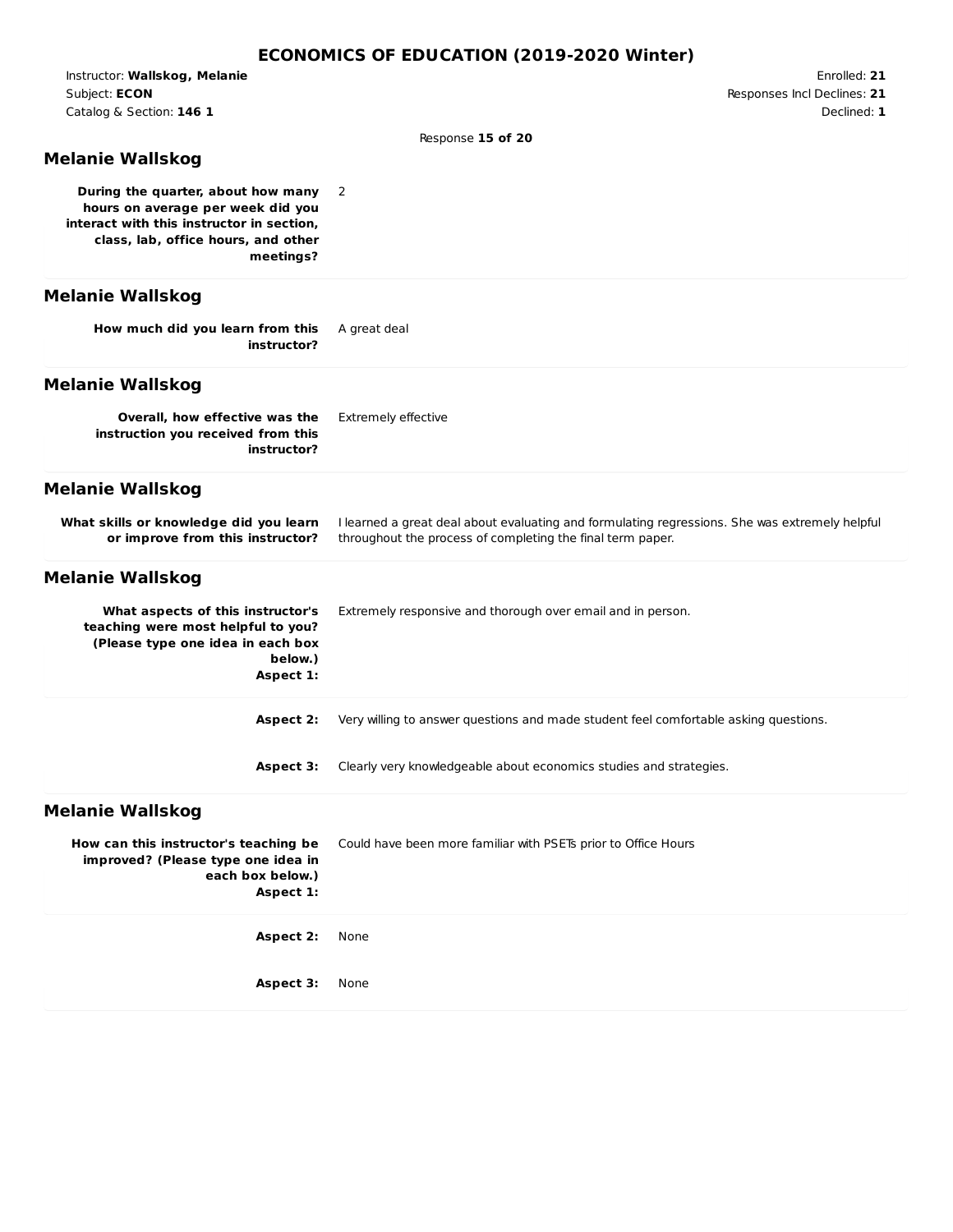# ECONOMICS OF EDUCATION (2019-2020 Winter)

Instructor: **Wallskog, Melanie**
Subject: **ECON**
Catalog & Section: **146 1**

Enrolled: **21**
Responses Incl Declines: **21**
Declined: **1**

Response **15 of 20**

## Melanie Wallskog

**During the quarter, about how many hours on average per week did you interact with this instructor in section, class, lab, office hours, and other meetings?**

2

## Melanie Wallskog

**How much did you learn from this instructor?**

A great deal

## Melanie Wallskog

**Overall, how effective was the instruction you received from this instructor?**

Extremely effective

## Melanie Wallskog

**What skills or knowledge did you learn or improve from this instructor?**

I learned a great deal about evaluating and formulating regressions. She was extremely helpful throughout the process of completing the final term paper.

## Melanie Wallskog

**What aspects of this instructor's teaching were most helpful to you? (Please type one idea in each box below.)**

**Aspect 1:** Extremely responsive and thorough over email and in person.

**Aspect 2:** Very willing to answer questions and made student feel comfortable asking questions.

**Aspect 3:** Clearly very knowledgeable about economics studies and strategies.

## Melanie Wallskog

**How can this instructor's teaching be improved? (Please type one idea in each box below.)**

**Aspect 1:** Could have been more familiar with PSETs prior to Office Hours

**Aspect 2:** None

**Aspect 3:** None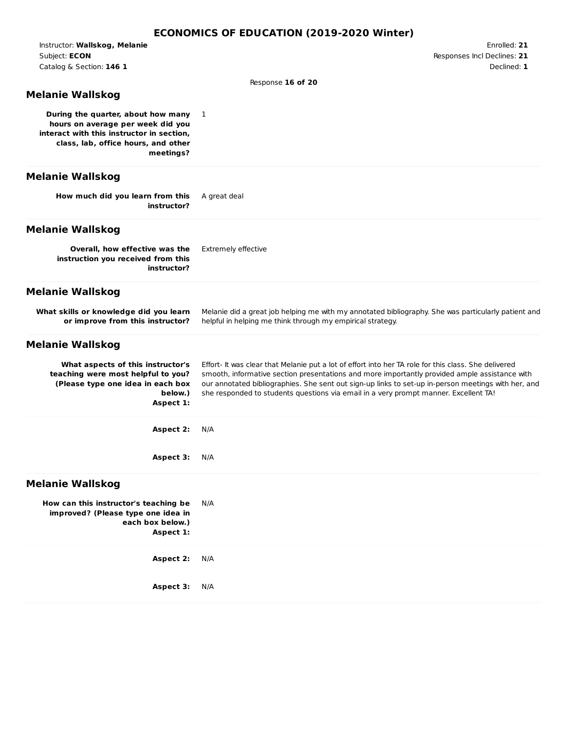# ECONOMICS OF EDUCATION (2019-2020 Winter)

Instructor: **Wallskog, Melanie**
Subject: **ECON**
Catalog & Section: **146 1**

Enrolled: **21**
Responses Incl Declines: **21**
Declined: **1**

## Melanie Wallskog

**During the quarter, about how many hours on average per week did you interact with this instructor in section, class, lab, office hours, and other meetings?**

1

## Melanie Wallskog

**How much did you learn from this instructor?**

A great deal

## Melanie Wallskog

**Overall, how effective was the instruction you received from this instructor?**

Extremely effective

## Melanie Wallskog

**What skills or knowledge did you learn or improve from this instructor?**

Melanie did a great job helping me with my annotated bibliography. She was particularly patient and helpful in helping me think through my empirical strategy.

## Melanie Wallskog

**What aspects of this instructor's teaching were most helpful to you? (Please type one idea in each box below.)**

**Aspect 1:** Effort- It was clear that Melanie put a lot of effort into her TA role for this class. She delivered smooth, informative section presentations and more importantly provided ample assistance with our annotated bibliographies. She sent out sign-up links to set-up in-person meetings with her, and she responded to students questions via email in a very prompt manner. Excellent TA!

**Aspect 2:** N/A

**Aspect 3:** N/A

## Melanie Wallskog

**How can this instructor's teaching be improved? (Please type one idea in each box below.)**

**Aspect 1:** N/A

**Aspect 2:** N/A

**Aspect 3:** N/A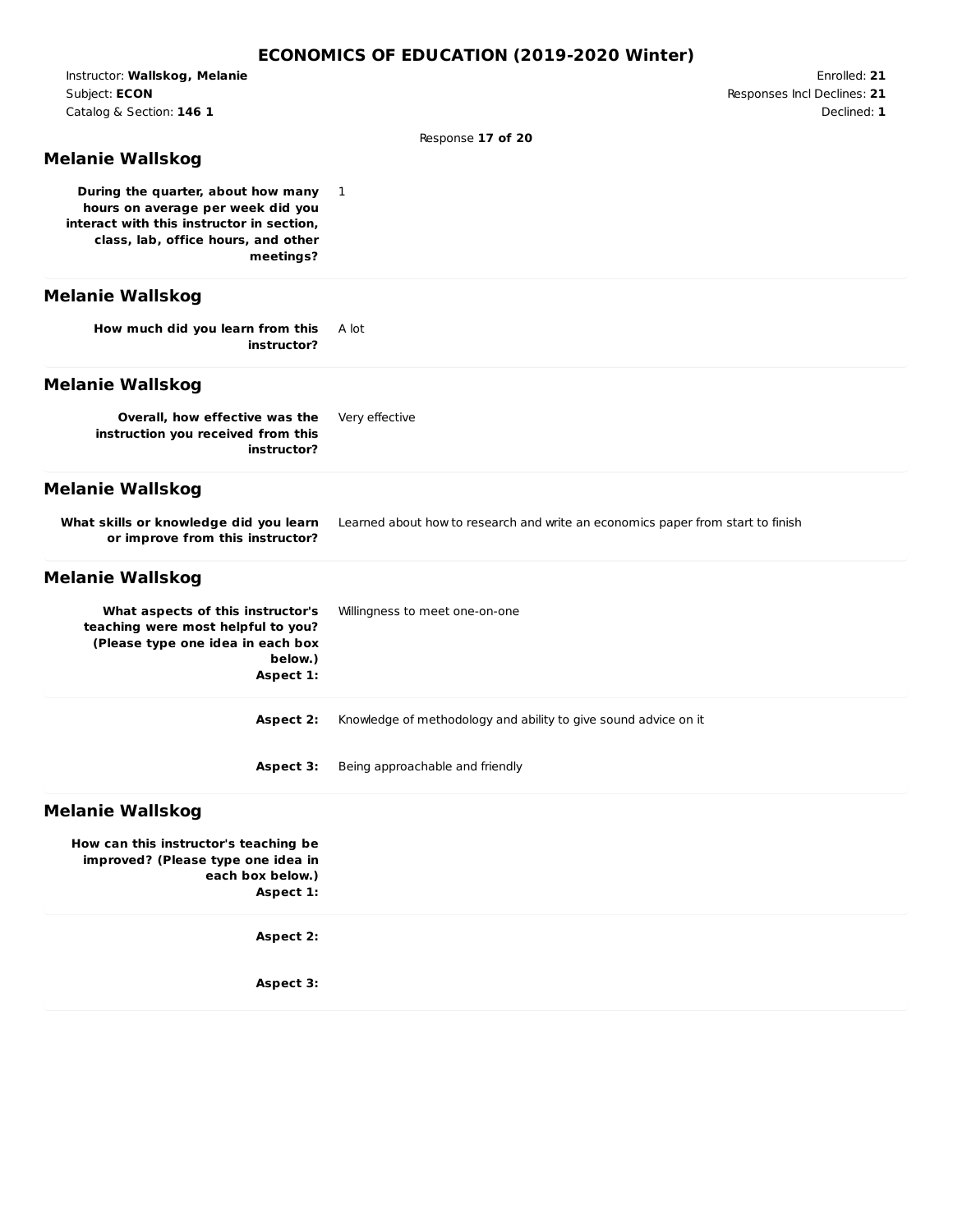# ECONOMICS OF EDUCATION (2019-2020 Winter)

Instructor: **Wallskog, Melanie**
Subject: **ECON**
Catalog & Section: **146 1**

Enrolled: **21**
Responses Incl Declines: **21**
Declined: **1**

Response **17 of 20**

## Melanie Wallskog

**During the quarter, about how many hours on average per week did you interact with this instructor in section, class, lab, office hours, and other meetings?**

1

## Melanie Wallskog

**How much did you learn from this instructor?**

A lot

## Melanie Wallskog

**Overall, how effective was the instruction you received from this instructor?**

Very effective

## Melanie Wallskog

**What skills or knowledge did you learn or improve from this instructor?**

Learned about how to research and write an economics paper from start to finish

## Melanie Wallskog

**What aspects of this instructor's teaching were most helpful to you? (Please type one idea in each box below.)**

**Aspect 1:** Willingness to meet one-on-one

**Aspect 2:** Knowledge of methodology and ability to give sound advice on it

**Aspect 3:** Being approachable and friendly

## Melanie Wallskog

**How can this instructor's teaching be improved? (Please type one idea in each box below.)**

**Aspect 1:**

**Aspect 2:**

**Aspect 3:**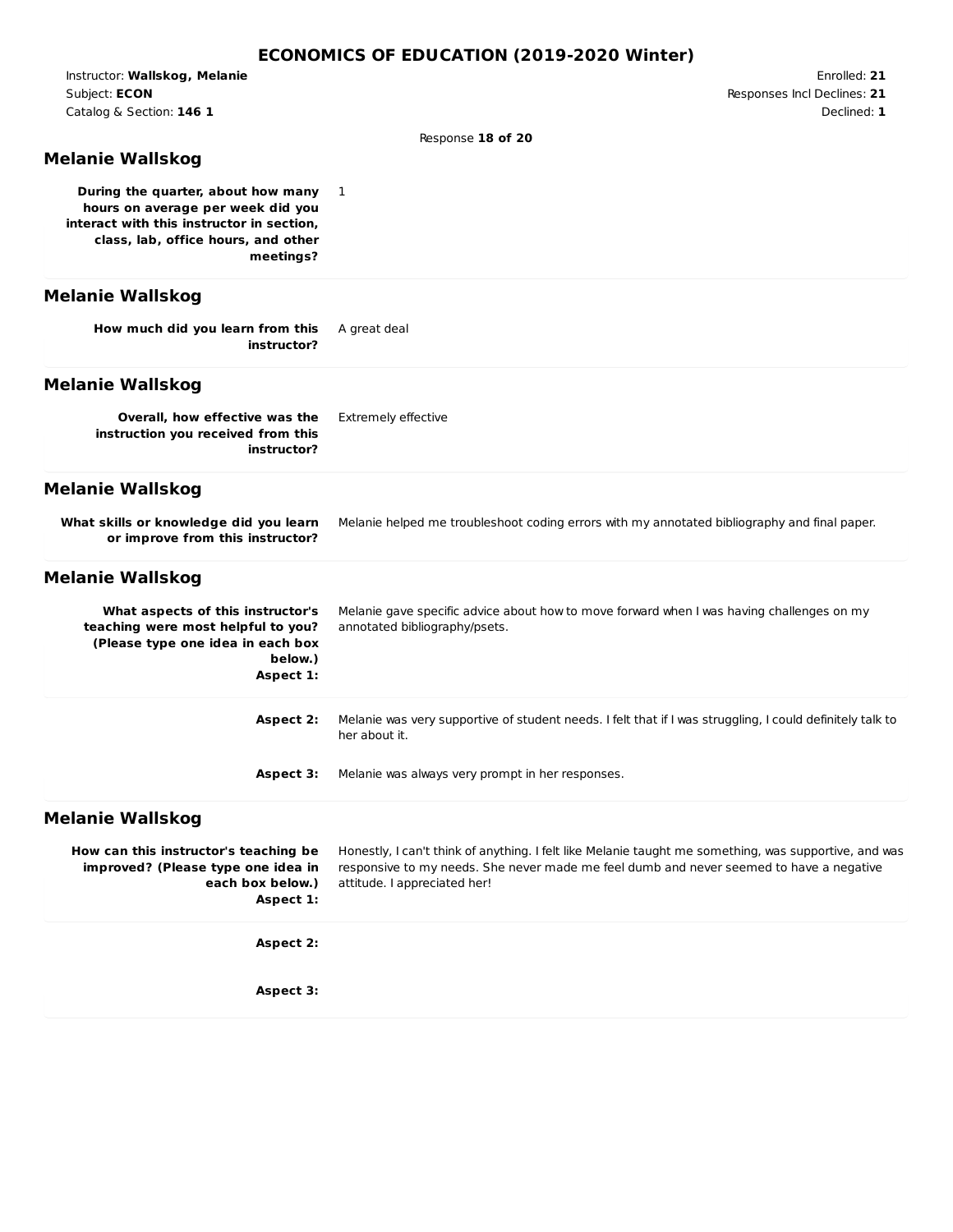# ECONOMICS OF EDUCATION (2019-2020 Winter)

Instructor: **Wallskog, Melanie**
Subject: **ECON**
Catalog & Section: **146 1**

Enrolled: **21**
Responses Incl Declines: **21**
Declined: **1**

## Melanie Wallskog

**During the quarter, about how many hours on average per week did you interact with this instructor in section, class, lab, office hours, and other meetings?**

1

## Melanie Wallskog

**How much did you learn from this instructor?**

A great deal

## Melanie Wallskog

**Overall, how effective was the instruction you received from this instructor?**

Extremely effective

## Melanie Wallskog

**What skills or knowledge did you learn or improve from this instructor?**

Melanie helped me troubleshoot coding errors with my annotated bibliography and final paper.

## Melanie Wallskog

**What aspects of this instructor's teaching were most helpful to you? (Please type one idea in each box below.)**

**Aspect 1:** Melanie gave specific advice about how to move forward when I was having challenges on my annotated bibliography/psets.

**Aspect 2:** Melanie was very supportive of student needs. I felt that if I was struggling, I could definitely talk to her about it.

**Aspect 3:** Melanie was always very prompt in her responses.

## Melanie Wallskog

**How can this instructor's teaching be improved? (Please type one idea in each box below.)**

**Aspect 1:** Honestly, I can't think of anything. I felt like Melanie taught me something, was supportive, and was responsive to my needs. She never made me feel dumb and never seemed to have a negative attitude. I appreciated her!

**Aspect 2:**

**Aspect 3:**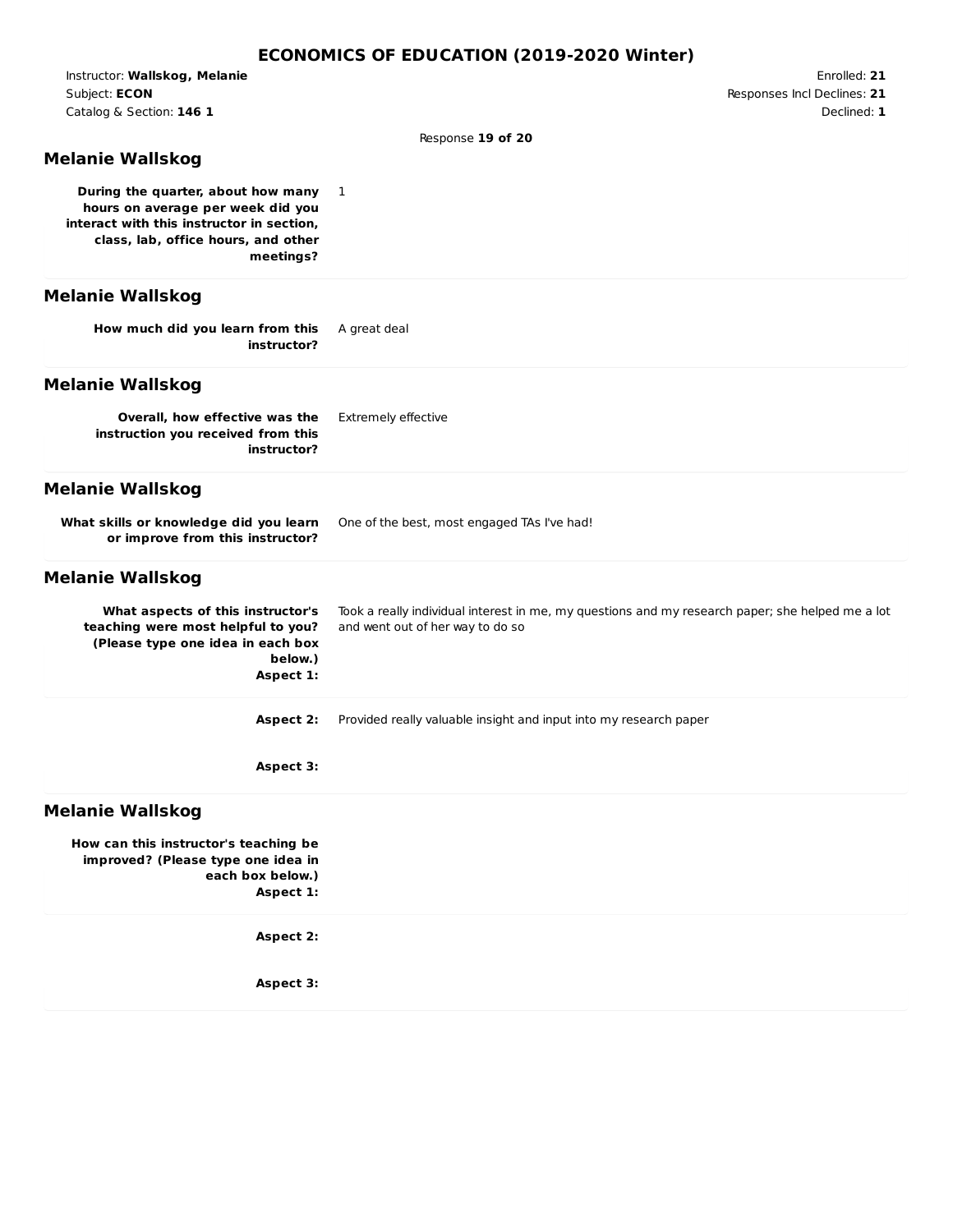# ECONOMICS OF EDUCATION (2019-2020 Winter)

Instructor: **Wallskog, Melanie**
Subject: **ECON**
Catalog & Section: **146 1**

Enrolled: **21**
Responses Incl Declines: **21**
Declined: **1**

Response **19 of 20**

## Melanie Wallskog

| | |
|---|---|
| **During the quarter, about how many hours on average per week did you interact with this instructor in section, class, lab, office hours, and other meetings?** | 1 |

## Melanie Wallskog

| | |
|---|---|
| **How much did you learn from this instructor?** | A great deal |

## Melanie Wallskog

| | |
|---|---|
| **Overall, how effective was the instruction you received from this instructor?** | Extremely effective |

## Melanie Wallskog

| | |
|---|---|
| **What skills or knowledge did you learn or improve from this instructor?** | One of the best, most engaged TAs I've had! |

## Melanie Wallskog

| | |
|---|---|
| **What aspects of this instructor's teaching were most helpful to you? (Please type one idea in each box below.) Aspect 1:** | Took a really individual interest in me, my questions and my research paper; she helped me a lot and went out of her way to do so |
| **Aspect 2:** | Provided really valuable insight and input into my research paper |
| **Aspect 3:** | |

## Melanie Wallskog

| | |
|---|---|
| **How can this instructor's teaching be improved? (Please type one idea in each box below.) Aspect 1:** | |
| **Aspect 2:** | |
| **Aspect 3:** | |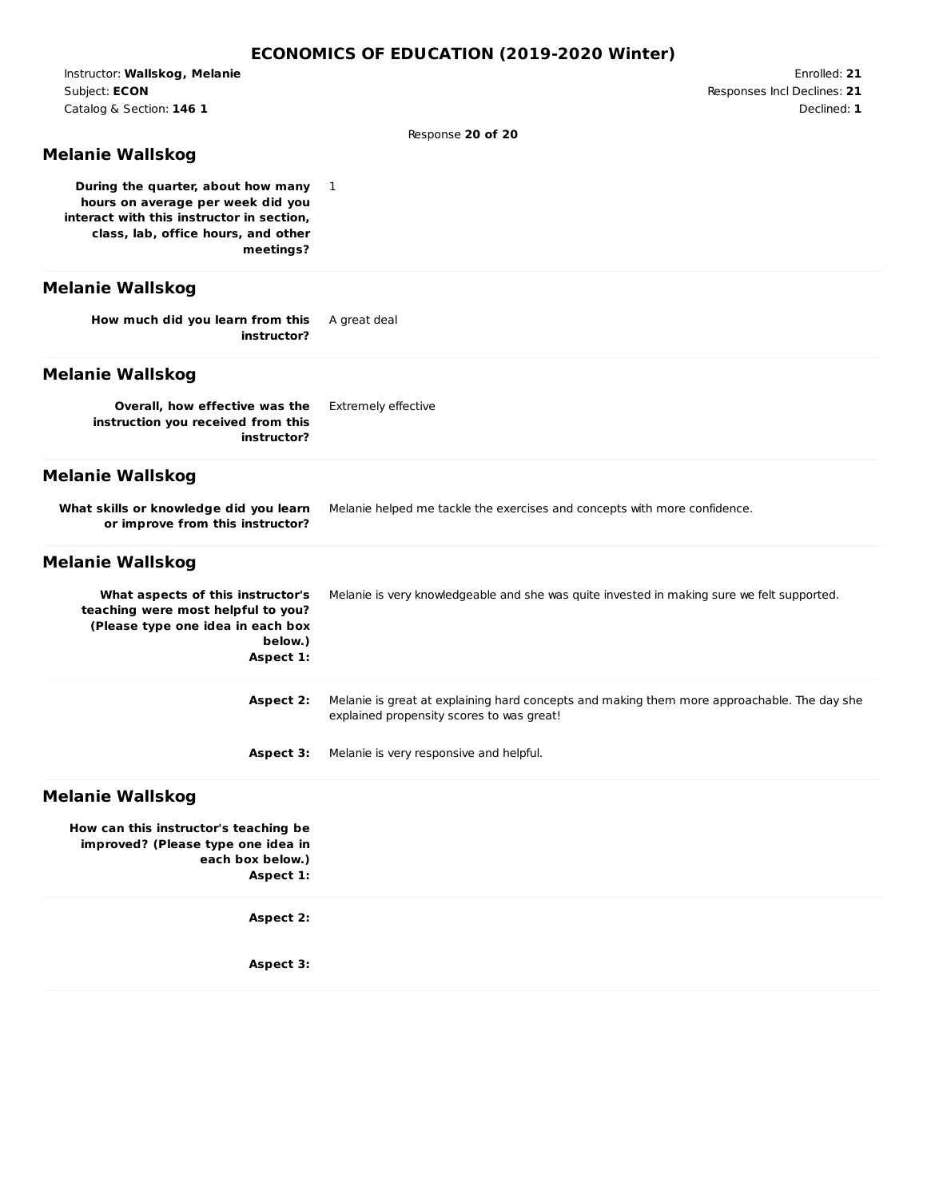# ECONOMICS OF EDUCATION (2019-2020 Winter)

Instructor: **Wallskog, Melanie**
Subject: **ECON**
Catalog & Section: **146 1**

Enrolled: **21**
Responses Incl Declines: **21**
Declined: **1**

Response **20 of 20**

## Melanie Wallskog

**During the quarter, about how many hours on average per week did you interact with this instructor in section, class, lab, office hours, and other meetings?**

1

## Melanie Wallskog

**How much did you learn from this instructor?**

A great deal

## Melanie Wallskog

**Overall, how effective was the instruction you received from this instructor?**

Extremely effective

## Melanie Wallskog

**What skills or knowledge did you learn or improve from this instructor?**

Melanie helped me tackle the exercises and concepts with more confidence.

## Melanie Wallskog

**What aspects of this instructor's teaching were most helpful to you? (Please type one idea in each box below.)**

**Aspect 1:** Melanie is very knowledgeable and she was quite invested in making sure we felt supported.

**Aspect 2:** Melanie is great at explaining hard concepts and making them more approachable. The day she explained propensity scores to was great!

**Aspect 3:** Melanie is very responsive and helpful.

## Melanie Wallskog

**How can this instructor's teaching be improved? (Please type one idea in each box below.)**

**Aspect 1:**

**Aspect 2:**

**Aspect 3:**